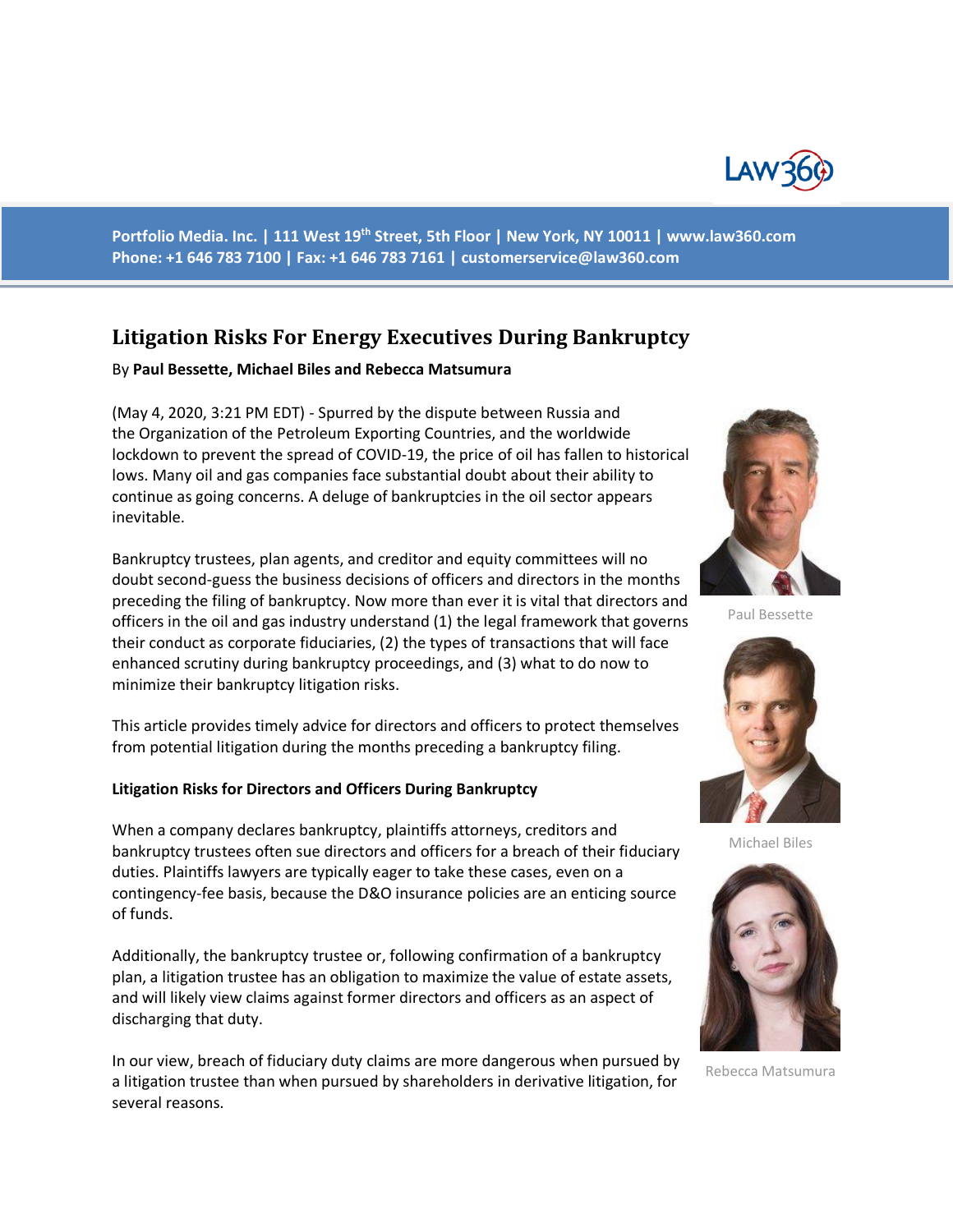Portfolio Media. Inc. | 111 West 19th Street, 5th Floor | New York, NY 10011 | www.law360.com
Phone: +1 646 783 7100 | Fax: +1 646 783 7161 | customerservice@law360.com

# Litigation Risks For Energy Executives During Bankruptcy

By **Paul Bessette, Michael Biles and Rebecca Matsumura**

(May 4, 2020, 3:21 PM EDT) - Spurred by the dispute between Russia and the Organization of the Petroleum Exporting Countries, and the worldwide lockdown to prevent the spread of COVID-19, the price of oil has fallen to historical lows. Many oil and gas companies face substantial doubt about their ability to continue as going concerns. A deluge of bankruptcies in the oil sector appears inevitable.

Bankruptcy trustees, plan agents, and creditor and equity committees will no doubt second-guess the business decisions of officers and directors in the months preceding the filing of bankruptcy. Now more than ever it is vital that directors and officers in the oil and gas industry understand (1) the legal framework that governs their conduct as corporate fiduciaries, (2) the types of transactions that will face enhanced scrutiny during bankruptcy proceedings, and (3) what to do now to minimize their bankruptcy litigation risks.

Paul Bessette

Michael Biles

Rebecca Matsumura

This article provides timely advice for directors and officers to protect themselves from potential litigation during the months preceding a bankruptcy filing.

**Litigation Risks for Directors and Officers During Bankruptcy**

When a company declares bankruptcy, plaintiffs attorneys, creditors and bankruptcy trustees often sue directors and officers for a breach of their fiduciary duties. Plaintiffs lawyers are typically eager to take these cases, even on a contingency-fee basis, because the D&O insurance policies are an enticing source of funds.

Additionally, the bankruptcy trustee or, following confirmation of a bankruptcy plan, a litigation trustee has an obligation to maximize the value of estate assets, and will likely view claims against former directors and officers as an aspect of discharging that duty.

In our view, breach of fiduciary duty claims are more dangerous when pursued by a litigation trustee than when pursued by shareholders in derivative litigation, for several reasons.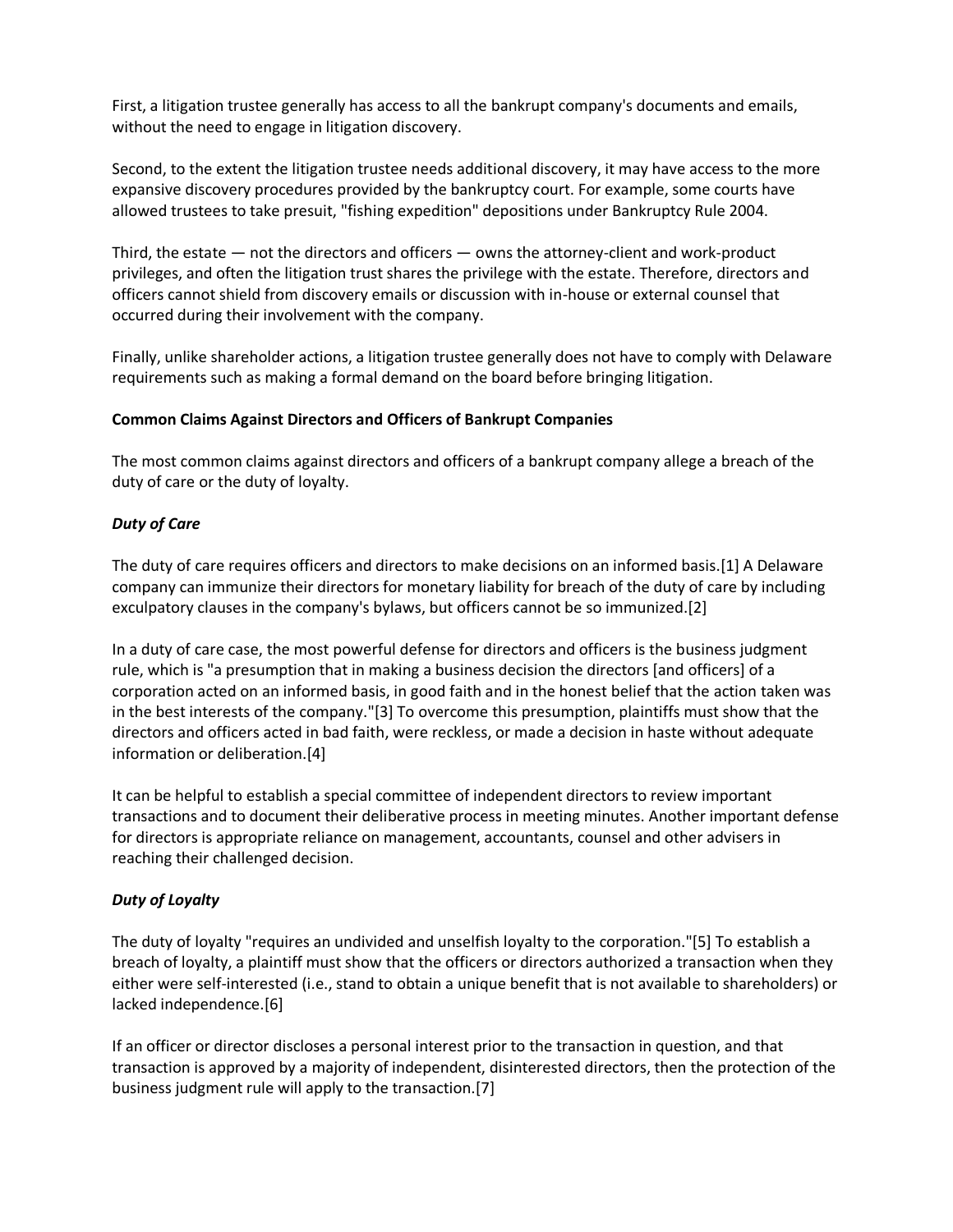First, a litigation trustee generally has access to all the bankrupt company's documents and emails, without the need to engage in litigation discovery.

Second, to the extent the litigation trustee needs additional discovery, it may have access to the more expansive discovery procedures provided by the bankruptcy court. For example, some courts have allowed trustees to take presuit, "fishing expedition" depositions under Bankruptcy Rule 2004.

Third, the estate — not the directors and officers — owns the attorney-client and work-product privileges, and often the litigation trust shares the privilege with the estate. Therefore, directors and officers cannot shield from discovery emails or discussion with in-house or external counsel that occurred during their involvement with the company.

Finally, unlike shareholder actions, a litigation trustee generally does not have to comply with Delaware requirements such as making a formal demand on the board before bringing litigation.

**Common Claims Against Directors and Officers of Bankrupt Companies**

The most common claims against directors and officers of a bankrupt company allege a breach of the duty of care or the duty of loyalty.

***Duty of Care***

The duty of care requires officers and directors to make decisions on an informed basis.[1] A Delaware company can immunize their directors for monetary liability for breach of the duty of care by including exculpatory clauses in the company's bylaws, but officers cannot be so immunized.[2]

In a duty of care case, the most powerful defense for directors and officers is the business judgment rule, which is "a presumption that in making a business decision the directors [and officers] of a corporation acted on an informed basis, in good faith and in the honest belief that the action taken was in the best interests of the company."[3] To overcome this presumption, plaintiffs must show that the directors and officers acted in bad faith, were reckless, or made a decision in haste without adequate information or deliberation.[4]

It can be helpful to establish a special committee of independent directors to review important transactions and to document their deliberative process in meeting minutes. Another important defense for directors is appropriate reliance on management, accountants, counsel and other advisers in reaching their challenged decision.

***Duty of Loyalty***

The duty of loyalty "requires an undivided and unselfish loyalty to the corporation."[5] To establish a breach of loyalty, a plaintiff must show that the officers or directors authorized a transaction when they either were self-interested (i.e., stand to obtain a unique benefit that is not available to shareholders) or lacked independence.[6]

If an officer or director discloses a personal interest prior to the transaction in question, and that transaction is approved by a majority of independent, disinterested directors, then the protection of the business judgment rule will apply to the transaction.[7]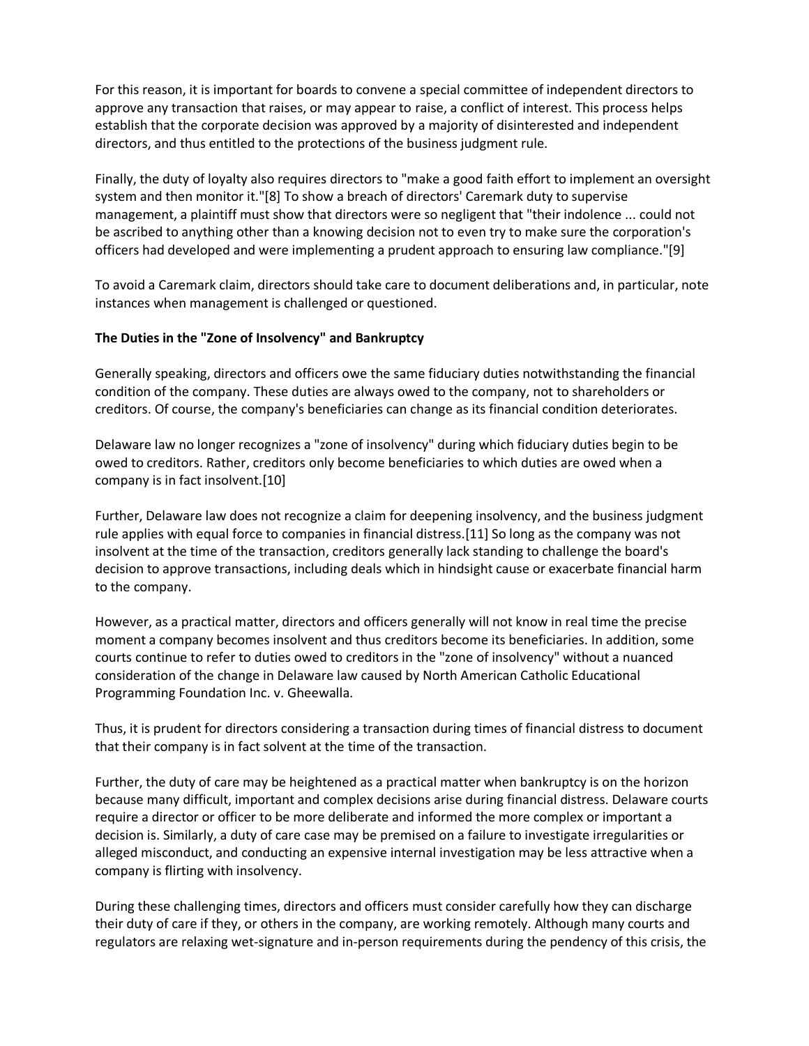For this reason, it is important for boards to convene a special committee of independent directors to approve any transaction that raises, or may appear to raise, a conflict of interest. This process helps establish that the corporate decision was approved by a majority of disinterested and independent directors, and thus entitled to the protections of the business judgment rule.

Finally, the duty of loyalty also requires directors to "make a good faith effort to implement an oversight system and then monitor it."[8] To show a breach of directors' Caremark duty to supervise management, a plaintiff must show that directors were so negligent that "their indolence ... could not be ascribed to anything other than a knowing decision not to even try to make sure the corporation's officers had developed and were implementing a prudent approach to ensuring law compliance."[9]

To avoid a Caremark claim, directors should take care to document deliberations and, in particular, note instances when management is challenged or questioned.

**The Duties in the "Zone of Insolvency" and Bankruptcy**

Generally speaking, directors and officers owe the same fiduciary duties notwithstanding the financial condition of the company. These duties are always owed to the company, not to shareholders or creditors. Of course, the company's beneficiaries can change as its financial condition deteriorates.

Delaware law no longer recognizes a "zone of insolvency" during which fiduciary duties begin to be owed to creditors. Rather, creditors only become beneficiaries to which duties are owed when a company is in fact insolvent.[10]

Further, Delaware law does not recognize a claim for deepening insolvency, and the business judgment rule applies with equal force to companies in financial distress.[11] So long as the company was not insolvent at the time of the transaction, creditors generally lack standing to challenge the board's decision to approve transactions, including deals which in hindsight cause or exacerbate financial harm to the company.

However, as a practical matter, directors and officers generally will not know in real time the precise moment a company becomes insolvent and thus creditors become its beneficiaries. In addition, some courts continue to refer to duties owed to creditors in the "zone of insolvency" without a nuanced consideration of the change in Delaware law caused by North American Catholic Educational Programming Foundation Inc. v. Gheewalla.

Thus, it is prudent for directors considering a transaction during times of financial distress to document that their company is in fact solvent at the time of the transaction.

Further, the duty of care may be heightened as a practical matter when bankruptcy is on the horizon because many difficult, important and complex decisions arise during financial distress. Delaware courts require a director or officer to be more deliberate and informed the more complex or important a decision is. Similarly, a duty of care case may be premised on a failure to investigate irregularities or alleged misconduct, and conducting an expensive internal investigation may be less attractive when a company is flirting with insolvency.

During these challenging times, directors and officers must consider carefully how they can discharge their duty of care if they, or others in the company, are working remotely. Although many courts and regulators are relaxing wet-signature and in-person requirements during the pendency of this crisis, the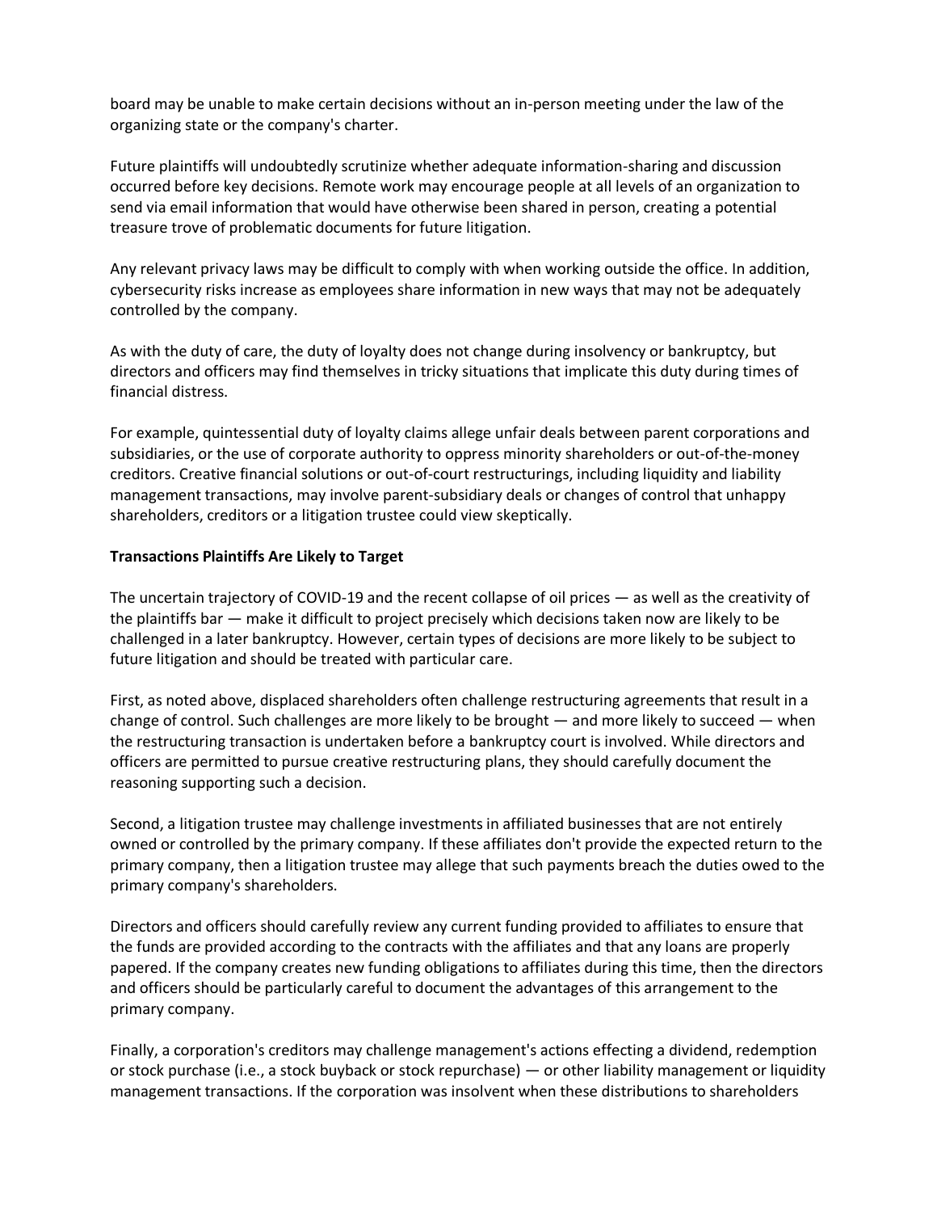board may be unable to make certain decisions without an in-person meeting under the law of the organizing state or the company's charter.

Future plaintiffs will undoubtedly scrutinize whether adequate information-sharing and discussion occurred before key decisions. Remote work may encourage people at all levels of an organization to send via email information that would have otherwise been shared in person, creating a potential treasure trove of problematic documents for future litigation.

Any relevant privacy laws may be difficult to comply with when working outside the office. In addition, cybersecurity risks increase as employees share information in new ways that may not be adequately controlled by the company.

As with the duty of care, the duty of loyalty does not change during insolvency or bankruptcy, but directors and officers may find themselves in tricky situations that implicate this duty during times of financial distress.

For example, quintessential duty of loyalty claims allege unfair deals between parent corporations and subsidiaries, or the use of corporate authority to oppress minority shareholders or out-of-the-money creditors. Creative financial solutions or out-of-court restructurings, including liquidity and liability management transactions, may involve parent-subsidiary deals or changes of control that unhappy shareholders, creditors or a litigation trustee could view skeptically.

**Transactions Plaintiffs Are Likely to Target**

The uncertain trajectory of COVID-19 and the recent collapse of oil prices — as well as the creativity of the plaintiffs bar — make it difficult to project precisely which decisions taken now are likely to be challenged in a later bankruptcy. However, certain types of decisions are more likely to be subject to future litigation and should be treated with particular care.

First, as noted above, displaced shareholders often challenge restructuring agreements that result in a change of control. Such challenges are more likely to be brought — and more likely to succeed — when the restructuring transaction is undertaken before a bankruptcy court is involved. While directors and officers are permitted to pursue creative restructuring plans, they should carefully document the reasoning supporting such a decision.

Second, a litigation trustee may challenge investments in affiliated businesses that are not entirely owned or controlled by the primary company. If these affiliates don't provide the expected return to the primary company, then a litigation trustee may allege that such payments breach the duties owed to the primary company's shareholders.

Directors and officers should carefully review any current funding provided to affiliates to ensure that the funds are provided according to the contracts with the affiliates and that any loans are properly papered. If the company creates new funding obligations to affiliates during this time, then the directors and officers should be particularly careful to document the advantages of this arrangement to the primary company.

Finally, a corporation's creditors may challenge management's actions effecting a dividend, redemption or stock purchase (i.e., a stock buyback or stock repurchase) — or other liability management or liquidity management transactions. If the corporation was insolvent when these distributions to shareholders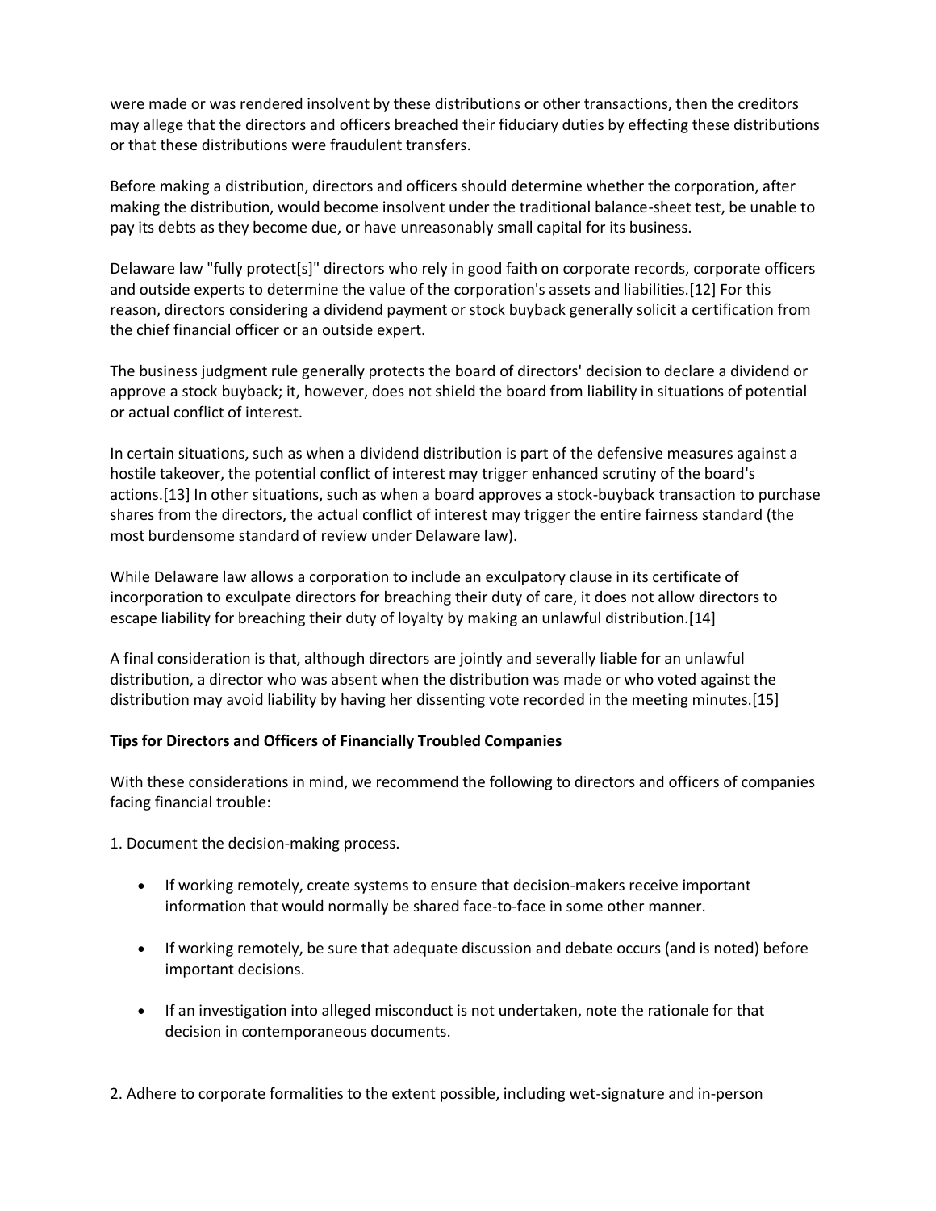were made or was rendered insolvent by these distributions or other transactions, then the creditors may allege that the directors and officers breached their fiduciary duties by effecting these distributions or that these distributions were fraudulent transfers.

Before making a distribution, directors and officers should determine whether the corporation, after making the distribution, would become insolvent under the traditional balance-sheet test, be unable to pay its debts as they become due, or have unreasonably small capital for its business.

Delaware law "fully protect[s]" directors who rely in good faith on corporate records, corporate officers and outside experts to determine the value of the corporation's assets and liabilities.[12] For this reason, directors considering a dividend payment or stock buyback generally solicit a certification from the chief financial officer or an outside expert.

The business judgment rule generally protects the board of directors' decision to declare a dividend or approve a stock buyback; it, however, does not shield the board from liability in situations of potential or actual conflict of interest.

In certain situations, such as when a dividend distribution is part of the defensive measures against a hostile takeover, the potential conflict of interest may trigger enhanced scrutiny of the board's actions.[13] In other situations, such as when a board approves a stock-buyback transaction to purchase shares from the directors, the actual conflict of interest may trigger the entire fairness standard (the most burdensome standard of review under Delaware law).

While Delaware law allows a corporation to include an exculpatory clause in its certificate of incorporation to exculpate directors for breaching their duty of care, it does not allow directors to escape liability for breaching their duty of loyalty by making an unlawful distribution.[14]

A final consideration is that, although directors are jointly and severally liable for an unlawful distribution, a director who was absent when the distribution was made or who voted against the distribution may avoid liability by having her dissenting vote recorded in the meeting minutes.[15]

**Tips for Directors and Officers of Financially Troubled Companies**

With these considerations in mind, we recommend the following to directors and officers of companies facing financial trouble:

1. Document the decision-making process.

- If working remotely, create systems to ensure that decision-makers receive important information that would normally be shared face-to-face in some other manner.
- If working remotely, be sure that adequate discussion and debate occurs (and is noted) before important decisions.
- If an investigation into alleged misconduct is not undertaken, note the rationale for that decision in contemporaneous documents.

2. Adhere to corporate formalities to the extent possible, including wet-signature and in-person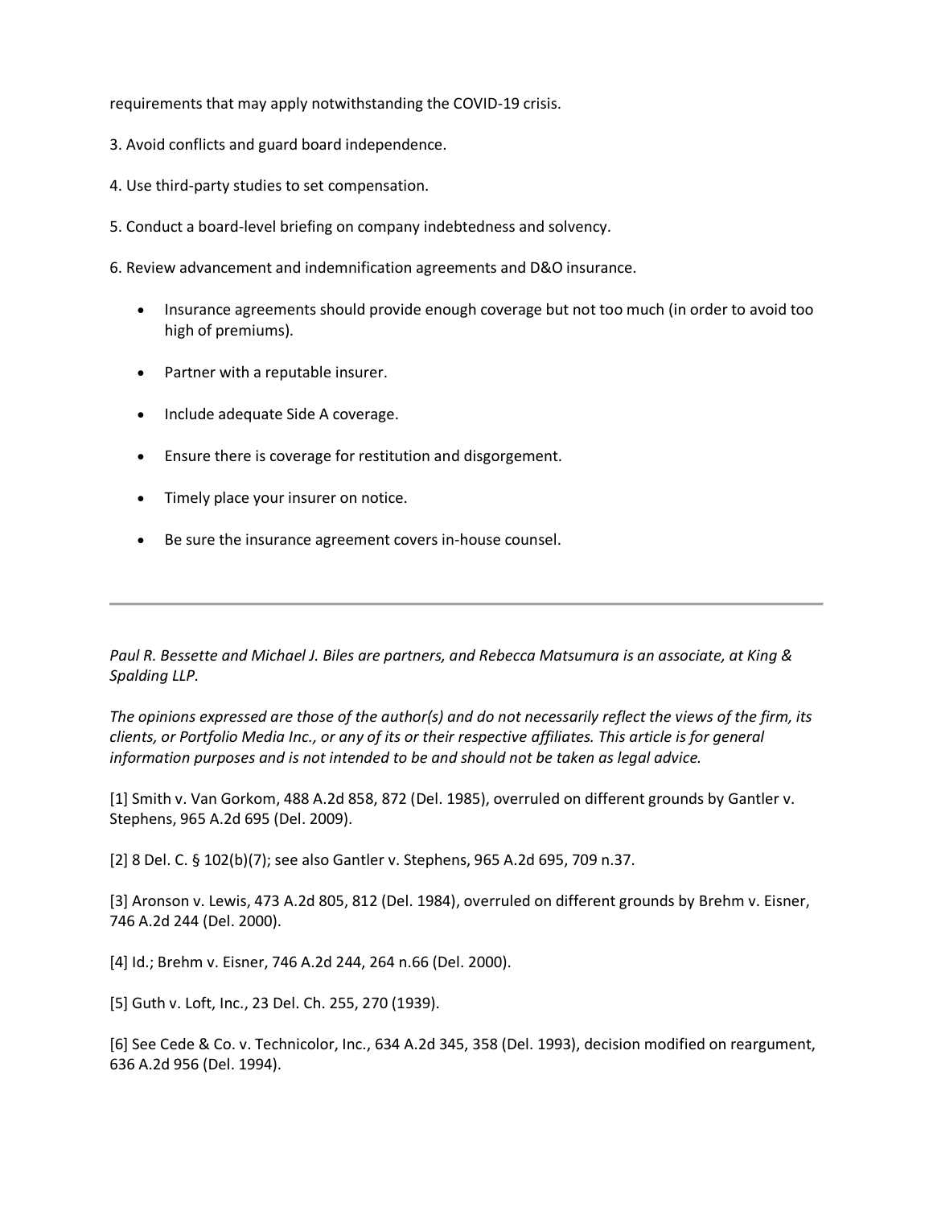requirements that may apply notwithstanding the COVID-19 crisis.

3. Avoid conflicts and guard board independence.

4. Use third-party studies to set compensation.

5. Conduct a board-level briefing on company indebtedness and solvency.

6. Review advancement and indemnification agreements and D&O insurance.

- Insurance agreements should provide enough coverage but not too much (in order to avoid too high of premiums).
- Partner with a reputable insurer.
- Include adequate Side A coverage.
- Ensure there is coverage for restitution and disgorgement.
- Timely place your insurer on notice.
- Be sure the insurance agreement covers in-house counsel.

---

*Paul R. Bessette and Michael J. Biles are partners, and Rebecca Matsumura is an associate, at King & Spalding LLP.*

*The opinions expressed are those of the author(s) and do not necessarily reflect the views of the firm, its clients, or Portfolio Media Inc., or any of its or their respective affiliates. This article is for general information purposes and is not intended to be and should not be taken as legal advice.*

[1] Smith v. Van Gorkom, 488 A.2d 858, 872 (Del. 1985), overruled on different grounds by Gantler v. Stephens, 965 A.2d 695 (Del. 2009).

[2] 8 Del. C. § 102(b)(7); see also Gantler v. Stephens, 965 A.2d 695, 709 n.37.

[3] Aronson v. Lewis, 473 A.2d 805, 812 (Del. 1984), overruled on different grounds by Brehm v. Eisner, 746 A.2d 244 (Del. 2000).

[4] Id.; Brehm v. Eisner, 746 A.2d 244, 264 n.66 (Del. 2000).

[5] Guth v. Loft, Inc., 23 Del. Ch. 255, 270 (1939).

[6] See Cede & Co. v. Technicolor, Inc., 634 A.2d 345, 358 (Del. 1993), decision modified on reargument, 636 A.2d 956 (Del. 1994).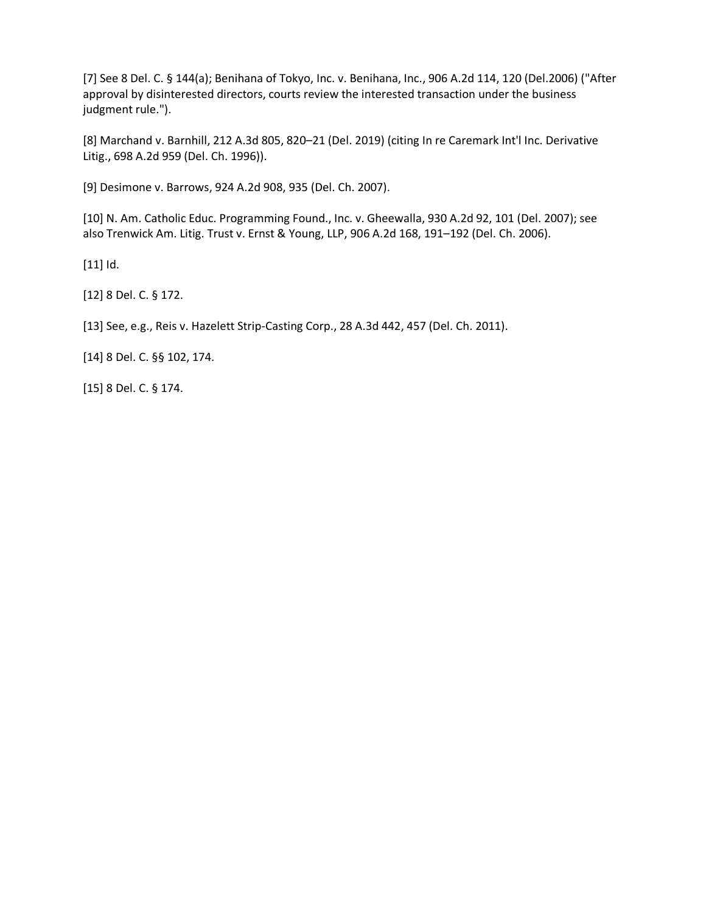[7] See 8 Del. C. § 144(a); Benihana of Tokyo, Inc. v. Benihana, Inc., 906 A.2d 114, 120 (Del.2006) ("After approval by disinterested directors, courts review the interested transaction under the business judgment rule.").

[8] Marchand v. Barnhill, 212 A.3d 805, 820–21 (Del. 2019) (citing In re Caremark Int'l Inc. Derivative Litig., 698 A.2d 959 (Del. Ch. 1996)).

[9] Desimone v. Barrows, 924 A.2d 908, 935 (Del. Ch. 2007).

[10] N. Am. Catholic Educ. Programming Found., Inc. v. Gheewalla, 930 A.2d 92, 101 (Del. 2007); see also Trenwick Am. Litig. Trust v. Ernst & Young, LLP, 906 A.2d 168, 191–192 (Del. Ch. 2006).

[11] Id.

[12] 8 Del. C. § 172.

[13] See, e.g., Reis v. Hazelett Strip-Casting Corp., 28 A.3d 442, 457 (Del. Ch. 2011).

[14] 8 Del. C. §§ 102, 174.

[15] 8 Del. C. § 174.